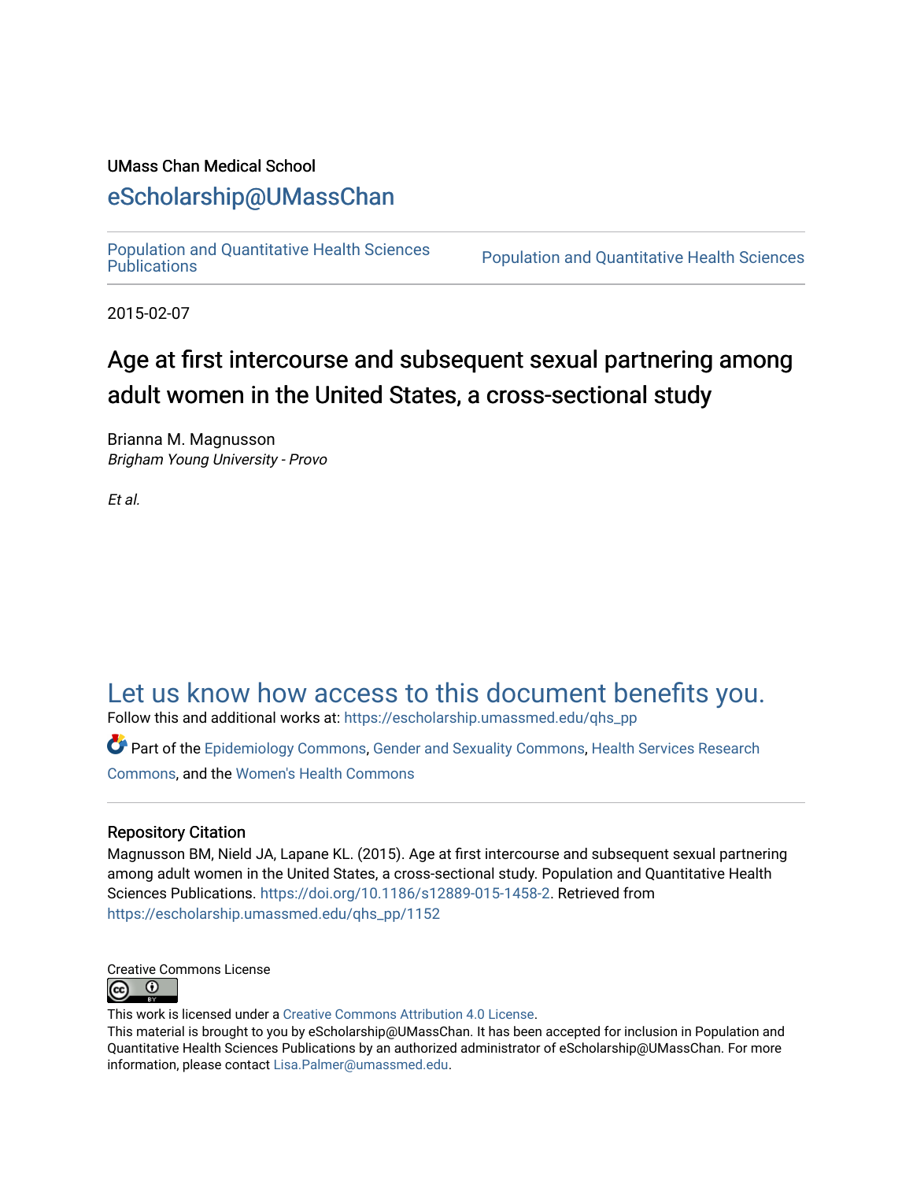UMass Chan Medical School

## eScholarship@UMassChan

Population and Quantitative Health Sciences Publications | Population and Quantitative Health Sciences

2015-02-07

# Age at first intercourse and subsequent sexual partnering among adult women in the United States, a cross-sectional study

Brianna M. Magnusson
*Brigham Young University - Provo*

*Et al.*

## Let us know how access to this document benefits you.

Follow this and additional works at: https://escholarship.umassmed.edu/qhs_pp

Part of the Epidemiology Commons, Gender and Sexuality Commons, Health Services Research Commons, and the Women's Health Commons

### Repository Citation

Magnusson BM, Nield JA, Lapane KL. (2015). Age at first intercourse and subsequent sexual partnering among adult women in the United States, a cross-sectional study. Population and Quantitative Health Sciences Publications. https://doi.org/10.1186/s12889-015-1458-2. Retrieved from https://escholarship.umassmed.edu/qhs_pp/1152

Creative Commons License

This work is licensed under a Creative Commons Attribution 4.0 License.
This material is brought to you by eScholarship@UMassChan. It has been accepted for inclusion in Population and Quantitative Health Sciences Publications by an authorized administrator of eScholarship@UMassChan. For more information, please contact Lisa.Palmer@umassmed.edu.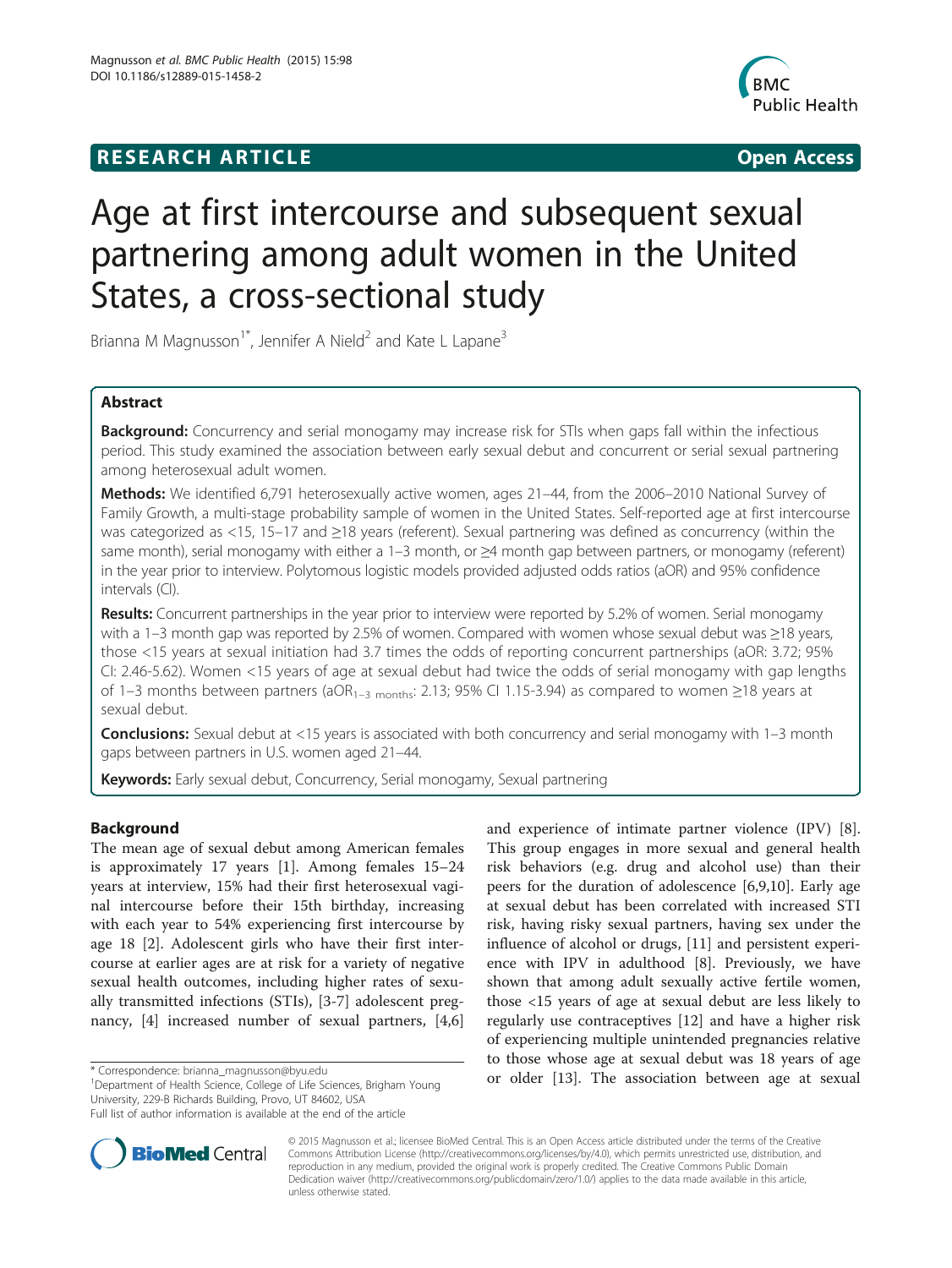# Age at first intercourse and subsequent sexual partnering among adult women in the United States, a cross-sectional study

Brianna M Magnusson[1*], Jennifer A Nield[2] and Kate L Lapane[3]

## Abstract

**Background:** Concurrency and serial monogamy may increase risk for STIs when gaps fall within the infectious period. This study examined the association between early sexual debut and concurrent or serial sexual partnering among heterosexual adult women.

**Methods:** We identified 6,791 heterosexually active women, ages 21–44, from the 2006–2010 National Survey of Family Growth, a multi-stage probability sample of women in the United States. Self-reported age at first intercourse was categorized as <15, 15–17 and ≥18 years (referent). Sexual partnering was defined as concurrency (within the same month), serial monogamy with either a 1–3 month, or ≥4 month gap between partners, or monogamy (referent) in the year prior to interview. Polytomous logistic models provided adjusted odds ratios (aOR) and 95% confidence intervals (CI).

**Results:** Concurrent partnerships in the year prior to interview were reported by 5.2% of women. Serial monogamy with a 1–3 month gap was reported by 2.5% of women. Compared with women whose sexual debut was ≥18 years, those <15 years at sexual initiation had 3.7 times the odds of reporting concurrent partnerships (aOR: 3.72; 95% CI: 2.46-5.62). Women <15 years of age at sexual debut had twice the odds of serial monogamy with gap lengths of 1–3 months between partners ($aOR_{1-3\ months}$: 2.13; 95% CI 1.15-3.94) as compared to women ≥18 years at sexual debut.

**Conclusions:** Sexual debut at <15 years is associated with both concurrency and serial monogamy with 1–3 month gaps between partners in U.S. women aged 21–44.

**Keywords:** Early sexual debut, Concurrency, Serial monogamy, Sexual partnering

## Background

The mean age of sexual debut among American females is approximately 17 years [1]. Among females 15–24 years at interview, 15% had their first heterosexual vaginal intercourse before their 15th birthday, increasing with each year to 54% experiencing first intercourse by age 18 [2]. Adolescent girls who have their first intercourse at earlier ages are at risk for a variety of negative sexual health outcomes, including higher rates of sexually transmitted infections (STIs), [3-7] adolescent pregnancy, [4] increased number of sexual partners, [4,6] and experience of intimate partner violence (IPV) [8]. This group engages in more sexual and general health risk behaviors (e.g. drug and alcohol use) than their peers for the duration of adolescence [6,9,10]. Early age at sexual debut has been correlated with increased STI risk, having risky sexual partners, having sex under the influence of alcohol or drugs, [11] and persistent experience with IPV in adulthood [8]. Previously, we have shown that among adult sexually active fertile women, those <15 years of age at sexual debut are less likely to regularly use contraceptives [12] and have a higher risk of experiencing multiple unintended pregnancies relative to those whose age at sexual debut was 18 years of age or older [13]. The association between age at sexual

\* Correspondence: brianna_magnusson@byu.edu
[1]Department of Health Science, College of Life Sciences, Brigham Young University, 229-B Richards Building, Provo, UT 84602, USA
Full list of author information is available at the end of the article

© 2015 Magnusson et al.; licensee BioMed Central. This is an Open Access article distributed under the terms of the Creative Commons Attribution License (http://creativecommons.org/licenses/by/4.0), which permits unrestricted use, distribution, and reproduction in any medium, provided the original work is properly credited. The Creative Commons Public Domain Dedication waiver (http://creativecommons.org/publicdomain/zero/1.0/) applies to the data made available in this article, unless otherwise stated.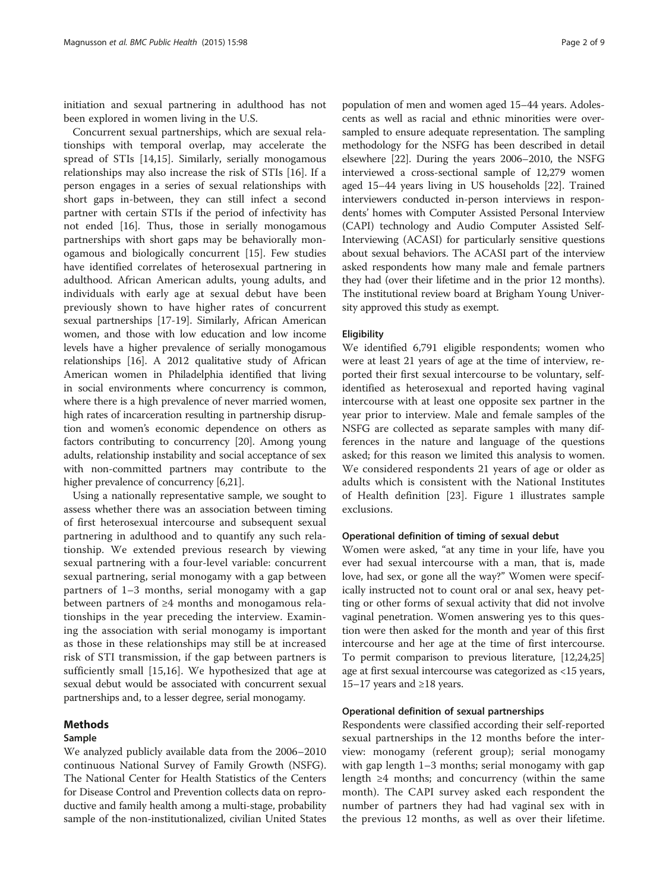initiation and sexual partnering in adulthood has not been explored in women living in the U.S.

Concurrent sexual partnerships, which are sexual relationships with temporal overlap, may accelerate the spread of STIs [14,15]. Similarly, serially monogamous relationships may also increase the risk of STIs [16]. If a person engages in a series of sexual relationships with short gaps in-between, they can still infect a second partner with certain STIs if the period of infectivity has not ended [16]. Thus, those in serially monogamous partnerships with short gaps may be behaviorally monogamous and biologically concurrent [15]. Few studies have identified correlates of heterosexual partnering in adulthood. African American adults, young adults, and individuals with early age at sexual debut have been previously shown to have higher rates of concurrent sexual partnerships [17-19]. Similarly, African American women, and those with low education and low income levels have a higher prevalence of serially monogamous relationships [16]. A 2012 qualitative study of African American women in Philadelphia identified that living in social environments where concurrency is common, where there is a high prevalence of never married women, high rates of incarceration resulting in partnership disruption and women's economic dependence on others as factors contributing to concurrency [20]. Among young adults, relationship instability and social acceptance of sex with non-committed partners may contribute to the higher prevalence of concurrency [6,21].

Using a nationally representative sample, we sought to assess whether there was an association between timing of first heterosexual intercourse and subsequent sexual partnering in adulthood and to quantify any such relationship. We extended previous research by viewing sexual partnering with a four-level variable: concurrent sexual partnering, serial monogamy with a gap between partners of 1–3 months, serial monogamy with a gap between partners of ≥4 months and monogamous relationships in the year preceding the interview. Examining the association with serial monogamy is important as those in these relationships may still be at increased risk of STI transmission, if the gap between partners is sufficiently small [15,16]. We hypothesized that age at sexual debut would be associated with concurrent sexual partnerships and, to a lesser degree, serial monogamy.

## Methods

### Sample

We analyzed publicly available data from the 2006–2010 continuous National Survey of Family Growth (NSFG). The National Center for Health Statistics of the Centers for Disease Control and Prevention collects data on reproductive and family health among a multi-stage, probability sample of the non-institutionalized, civilian United States population of men and women aged 15–44 years. Adolescents as well as racial and ethnic minorities were oversampled to ensure adequate representation. The sampling methodology for the NSFG has been described in detail elsewhere [22]. During the years 2006–2010, the NSFG interviewed a cross-sectional sample of 12,279 women aged 15–44 years living in US households [22]. Trained interviewers conducted in-person interviews in respondents' homes with Computer Assisted Personal Interview (CAPI) technology and Audio Computer Assisted Self-Interviewing (ACASI) for particularly sensitive questions about sexual behaviors. The ACASI part of the interview asked respondents how many male and female partners they had (over their lifetime and in the prior 12 months). The institutional review board at Brigham Young University approved this study as exempt.

#### Eligibility

We identified 6,791 eligible respondents; women who were at least 21 years of age at the time of interview, reported their first sexual intercourse to be voluntary, self-identified as heterosexual and reported having vaginal intercourse with at least one opposite sex partner in the year prior to interview. Male and female samples of the NSFG are collected as separate samples with many differences in the nature and language of the questions asked; for this reason we limited this analysis to women. We considered respondents 21 years of age or older as adults which is consistent with the National Institutes of Health definition [23]. Figure 1 illustrates sample exclusions.

#### Operational definition of timing of sexual debut

Women were asked, "at any time in your life, have you ever had sexual intercourse with a man, that is, made love, had sex, or gone all the way?" Women were specifically instructed not to count oral or anal sex, heavy petting or other forms of sexual activity that did not involve vaginal penetration. Women answering yes to this question were then asked for the month and year of this first intercourse and her age at the time of first intercourse. To permit comparison to previous literature, [12,24,25] age at first sexual intercourse was categorized as <15 years, 15–17 years and ≥18 years.

#### Operational definition of sexual partnerships

Respondents were classified according their self-reported sexual partnerships in the 12 months before the interview: monogamy (referent group); serial monogamy with gap length 1–3 months; serial monogamy with gap length ≥4 months; and concurrency (within the same month). The CAPI survey asked each respondent the number of partners they had had vaginal sex with in the previous 12 months, as well as over their lifetime.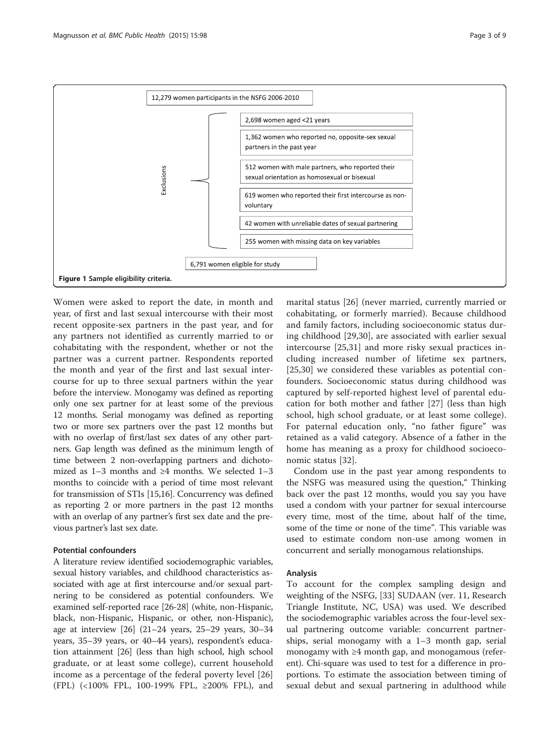12,279 women participants in the NSFG 2006-2010

Exclusions:

- 2,698 women aged <21 years
- 1,362 women who reported no, opposite-sex sexual partners in the past year
- 512 women with male partners, who reported their sexual orientation as homosexual or bisexual
- 619 women who reported their first intercourse as non-voluntary
- 42 women with unreliable dates of sexual partnering
- 255 women with missing data on key variables

6,791 women eligible for study

**Figure 1 Sample eligibility criteria.**

Women were asked to report the date, in month and year, of first and last sexual intercourse with their most recent opposite-sex partners in the past year, and for any partners not identified as currently married to or cohabitating with the respondent, whether or not the partner was a current partner. Respondents reported the month and year of the first and last sexual intercourse for up to three sexual partners within the year before the interview. Monogamy was defined as reporting only one sex partner for at least some of the previous 12 months. Serial monogamy was defined as reporting two or more sex partners over the past 12 months but with no overlap of first/last sex dates of any other partners. Gap length was defined as the minimum length of time between 2 non-overlapping partners and dichotomized as 1–3 months and ≥4 months. We selected 1–3 months to coincide with a period of time most relevant for transmission of STIs [15,16]. Concurrency was defined as reporting 2 or more partners in the past 12 months with an overlap of any partner's first sex date and the previous partner's last sex date.

## Potential confounders

A literature review identified sociodemographic variables, sexual history variables, and childhood characteristics associated with age at first intercourse and/or sexual partnering to be considered as potential confounders. We examined self-reported race [26-28] (white, non-Hispanic, black, non-Hispanic, Hispanic, or other, non-Hispanic), age at interview [26] (21–24 years, 25–29 years, 30–34 years, 35–39 years, or 40–44 years), respondent's education attainment [26] (less than high school, high school graduate, or at least some college), current household income as a percentage of the federal poverty level [26] (FPL) (<100% FPL, 100-199% FPL, ≥200% FPL), and marital status [26] (never married, currently married or cohabitating, or formerly married). Because childhood and family factors, including socioeconomic status during childhood [29,30], are associated with earlier sexual intercourse [25,31] and more risky sexual practices including increased number of lifetime sex partners, [25,30] we considered these variables as potential confounders. Socioeconomic status during childhood was captured by self-reported highest level of parental education for both mother and father [27] (less than high school, high school graduate, or at least some college). For paternal education only, "no father figure" was retained as a valid category. Absence of a father in the home has meaning as a proxy for childhood socioeconomic status [32].

Condom use in the past year among respondents to the NSFG was measured using the question," Thinking back over the past 12 months, would you say you have used a condom with your partner for sexual intercourse every time, most of the time, about half of the time, some of the time or none of the time". This variable was used to estimate condom non-use among women in concurrent and serially monogamous relationships.

## Analysis

To account for the complex sampling design and weighting of the NSFG, [33] SUDAAN (ver. 11, Research Triangle Institute, NC, USA) was used. We described the sociodemographic variables across the four-level sexual partnering outcome variable: concurrent partnerships, serial monogamy with a 1–3 month gap, serial monogamy with ≥4 month gap, and monogamous (referent). Chi-square was used to test for a difference in proportions. To estimate the association between timing of sexual debut and sexual partnering in adulthood while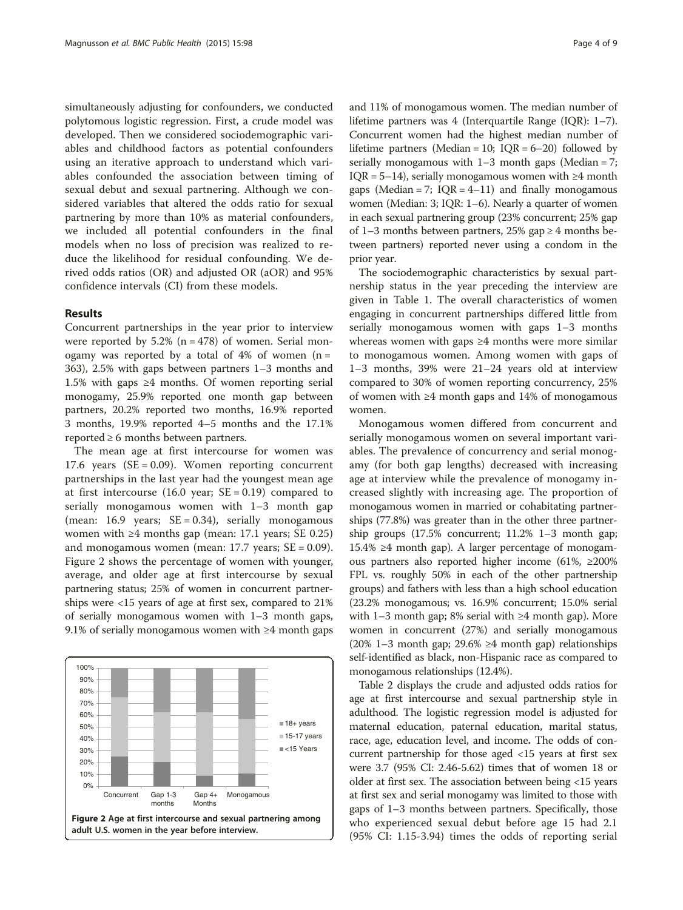simultaneously adjusting for confounders, we conducted polytomous logistic regression. First, a crude model was developed. Then we considered sociodemographic variables and childhood factors as potential confounders using an iterative approach to understand which variables confounded the association between timing of sexual debut and sexual partnering. Although we considered variables that altered the odds ratio for sexual partnering by more than 10% as material confounders, we included all potential confounders in the final models when no loss of precision was realized to reduce the likelihood for residual confounding. We derived odds ratios (OR) and adjusted OR (aOR) and 95% confidence intervals (CI) from these models.

## Results

Concurrent partnerships in the year prior to interview were reported by 5.2% (n = 478) of women. Serial monogamy was reported by a total of 4% of women (n = 363), 2.5% with gaps between partners 1–3 months and 1.5% with gaps ≥4 months. Of women reporting serial monogamy, 25.9% reported one month gap between partners, 20.2% reported two months, 16.9% reported 3 months, 19.9% reported 4–5 months and the 17.1% reported ≥ 6 months between partners.

The mean age at first intercourse for women was 17.6 years (SE = 0.09). Women reporting concurrent partnerships in the last year had the youngest mean age at first intercourse (16.0 year; SE = 0.19) compared to serially monogamous women with 1–3 month gap (mean: 16.9 years; SE = 0.34), serially monogamous women with ≥4 months gap (mean: 17.1 years; SE 0.25) and monogamous women (mean: 17.7 years; SE = 0.09). Figure 2 shows the percentage of women with younger, average, and older age at first intercourse by sexual partnering status; 25% of women in concurrent partnerships were <15 years of age at first sex, compared to 21% of serially monogamous women with 1–3 month gaps, 9.1% of serially monogamous women with ≥4 month gaps and 11% of monogamous women. The median number of lifetime partners was 4 (Interquartile Range (IQR): 1–7). Concurrent women had the highest median number of lifetime partners (Median = 10; IQR = 6–20) followed by serially monogamous with 1–3 month gaps (Median = 7; IQR = 5–14), serially monogamous women with ≥4 month gaps (Median = 7; IQR = 4–11) and finally monogamous women (Median: 3; IQR: 1–6). Nearly a quarter of women in each sexual partnering group (23% concurrent; 25% gap of 1–3 months between partners, 25% gap ≥ 4 months between partners) reported never using a condom in the prior year.

**Figure 2** Age at first intercourse and sexual partnering among adult U.S. women in the year before interview.

The sociodemographic characteristics by sexual partnership status in the year preceding the interview are given in Table 1. The overall characteristics of women engaging in concurrent partnerships differed little from serially monogamous women with gaps 1–3 months whereas women with gaps ≥4 months were more similar to monogamous women. Among women with gaps of 1–3 months, 39% were 21–24 years old at interview compared to 30% of women reporting concurrency, 25% of women with ≥4 month gaps and 14% of monogamous women.

Monogamous women differed from concurrent and serially monogamous women on several important variables. The prevalence of concurrency and serial monogamy (for both gap lengths) decreased with increasing age at interview while the prevalence of monogamy increased slightly with increasing age. The proportion of monogamous women in married or cohabitating partnerships (77.8%) was greater than in the other three partnership groups (17.5% concurrent; 11.2% 1–3 month gap; 15.4% ≥4 month gap). A larger percentage of monogamous partners also reported higher income (61%, ≥200% FPL vs. roughly 50% in each of the other partnership groups) and fathers with less than a high school education (23.2% monogamous; vs. 16.9% concurrent; 15.0% serial with 1–3 month gap; 8% serial with ≥4 month gap). More women in concurrent (27%) and serially monogamous (20% 1–3 month gap; 29.6% ≥4 month gap) relationships self-identified as black, non-Hispanic race as compared to monogamous relationships (12.4%).

Table 2 displays the crude and adjusted odds ratios for age at first intercourse and sexual partnership style in adulthood. The logistic regression model is adjusted for maternal education, paternal education, marital status, race, age, education level, and income**.** The odds of concurrent partnership for those aged <15 years at first sex were 3.7 (95% CI: 2.46-5.62) times that of women 18 or older at first sex. The association between being <15 years at first sex and serial monogamy was limited to those with gaps of 1–3 months between partners. Specifically, those who experienced sexual debut before age 15 had 2.1 (95% CI: 1.15-3.94) times the odds of reporting serial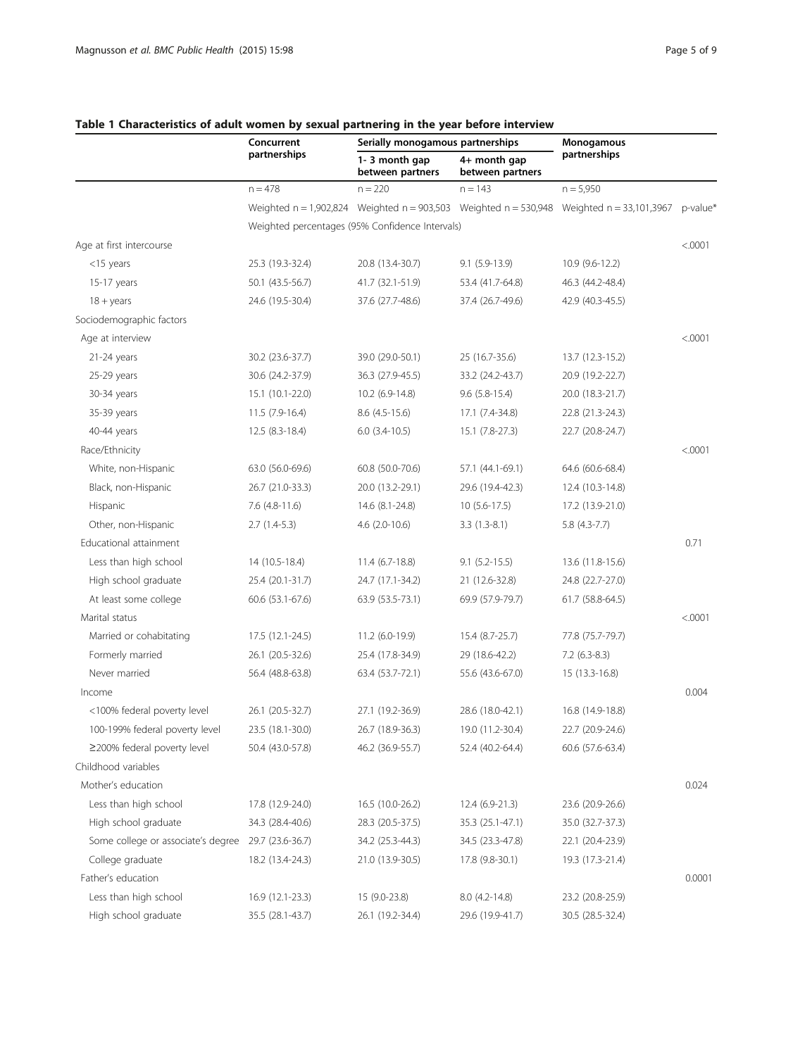**Table 1 Characteristics of adult women by sexual partnering in the year before interview**

| | Concurrent partnerships | Serially monogamous partnerships | | Monogamous partnerships | |
|---|---|---|---|---|---|
| | | 1- 3 month gap between partners | 4+ month gap between partners | | |
| | n = 478 | n = 220 | n = 143 | n = 5,950 | |
| | Weighted n = 1,902,824 | Weighted n = 903,503 | Weighted n = 530,948 | Weighted n = 33,101,3967 | p-value* |
| | Weighted percentages (95% Confidence Intervals) | | | | |
| Age at first intercourse | | | | | <.0001 |
| <15 years | 25.3 (19.3-32.4) | 20.8 (13.4-30.7) | 9.1 (5.9-13.9) | 10.9 (9.6-12.2) | |
| 15-17 years | 50.1 (43.5-56.7) | 41.7 (32.1-51.9) | 53.4 (41.7-64.8) | 46.3 (44.2-48.4) | |
| 18 + years | 24.6 (19.5-30.4) | 37.6 (27.7-48.6) | 37.4 (26.7-49.6) | 42.9 (40.3-45.5) | |
| Sociodemographic factors | | | | | |
| Age at interview | | | | | <.0001 |
| 21-24 years | 30.2 (23.6-37.7) | 39.0 (29.0-50.1) | 25 (16.7-35.6) | 13.7 (12.3-15.2) | |
| 25-29 years | 30.6 (24.2-37.9) | 36.3 (27.9-45.5) | 33.2 (24.2-43.7) | 20.9 (19.2-22.7) | |
| 30-34 years | 15.1 (10.1-22.0) | 10.2 (6.9-14.8) | 9.6 (5.8-15.4) | 20.0 (18.3-21.7) | |
| 35-39 years | 11.5 (7.9-16.4) | 8.6 (4.5-15.6) | 17.1 (7.4-34.8) | 22.8 (21.3-24.3) | |
| 40-44 years | 12.5 (8.3-18.4) | 6.0 (3.4-10.5) | 15.1 (7.8-27.3) | 22.7 (20.8-24.7) | |
| Race/Ethnicity | | | | | <.0001 |
| White, non-Hispanic | 63.0 (56.0-69.6) | 60.8 (50.0-70.6) | 57.1 (44.1-69.1) | 64.6 (60.6-68.4) | |
| Black, non-Hispanic | 26.7 (21.0-33.3) | 20.0 (13.2-29.1) | 29.6 (19.4-42.3) | 12.4 (10.3-14.8) | |
| Hispanic | 7.6 (4.8-11.6) | 14.6 (8.1-24.8) | 10 (5.6-17.5) | 17.2 (13.9-21.0) | |
| Other, non-Hispanic | 2.7 (1.4-5.3) | 4.6 (2.0-10.6) | 3.3 (1.3-8.1) | 5.8 (4.3-7.7) | |
| Educational attainment | | | | | 0.71 |
| Less than high school | 14 (10.5-18.4) | 11.4 (6.7-18.8) | 9.1 (5.2-15.5) | 13.6 (11.8-15.6) | |
| High school graduate | 25.4 (20.1-31.7) | 24.7 (17.1-34.2) | 21 (12.6-32.8) | 24.8 (22.7-27.0) | |
| At least some college | 60.6 (53.1-67.6) | 63.9 (53.5-73.1) | 69.9 (57.9-79.7) | 61.7 (58.8-64.5) | |
| Marital status | | | | | <.0001 |
| Married or cohabitating | 17.5 (12.1-24.5) | 11.2 (6.0-19.9) | 15.4 (8.7-25.7) | 77.8 (75.7-79.7) | |
| Formerly married | 26.1 (20.5-32.6) | 25.4 (17.8-34.9) | 29 (18.6-42.2) | 7.2 (6.3-8.3) | |
| Never married | 56.4 (48.8-63.8) | 63.4 (53.7-72.1) | 55.6 (43.6-67.0) | 15 (13.3-16.8) | |
| Income | | | | | 0.004 |
| <100% federal poverty level | 26.1 (20.5-32.7) | 27.1 (19.2-36.9) | 28.6 (18.0-42.1) | 16.8 (14.9-18.8) | |
| 100-199% federal poverty level | 23.5 (18.1-30.0) | 26.7 (18.9-36.3) | 19.0 (11.2-30.4) | 22.7 (20.9-24.6) | |
| ≥200% federal poverty level | 50.4 (43.0-57.8) | 46.2 (36.9-55.7) | 52.4 (40.2-64.4) | 60.6 (57.6-63.4) | |
| Childhood variables | | | | | |
| Mother's education | | | | | 0.024 |
| Less than high school | 17.8 (12.9-24.0) | 16.5 (10.0-26.2) | 12.4 (6.9-21.3) | 23.6 (20.9-26.6) | |
| High school graduate | 34.3 (28.4-40.6) | 28.3 (20.5-37.5) | 35.3 (25.1-47.1) | 35.0 (32.7-37.3) | |
| Some college or associate's degree | 29.7 (23.6-36.7) | 34.2 (25.3-44.3) | 34.5 (23.3-47.8) | 22.1 (20.4-23.9) | |
| College graduate | 18.2 (13.4-24.3) | 21.0 (13.9-30.5) | 17.8 (9.8-30.1) | 19.3 (17.3-21.4) | |
| Father's education | | | | | 0.0001 |
| Less than high school | 16.9 (12.1-23.3) | 15 (9.0-23.8) | 8.0 (4.2-14.8) | 23.2 (20.8-25.9) | |
| High school graduate | 35.5 (28.1-43.7) | 26.1 (19.2-34.4) | 29.6 (19.9-41.7) | 30.5 (28.5-32.4) | |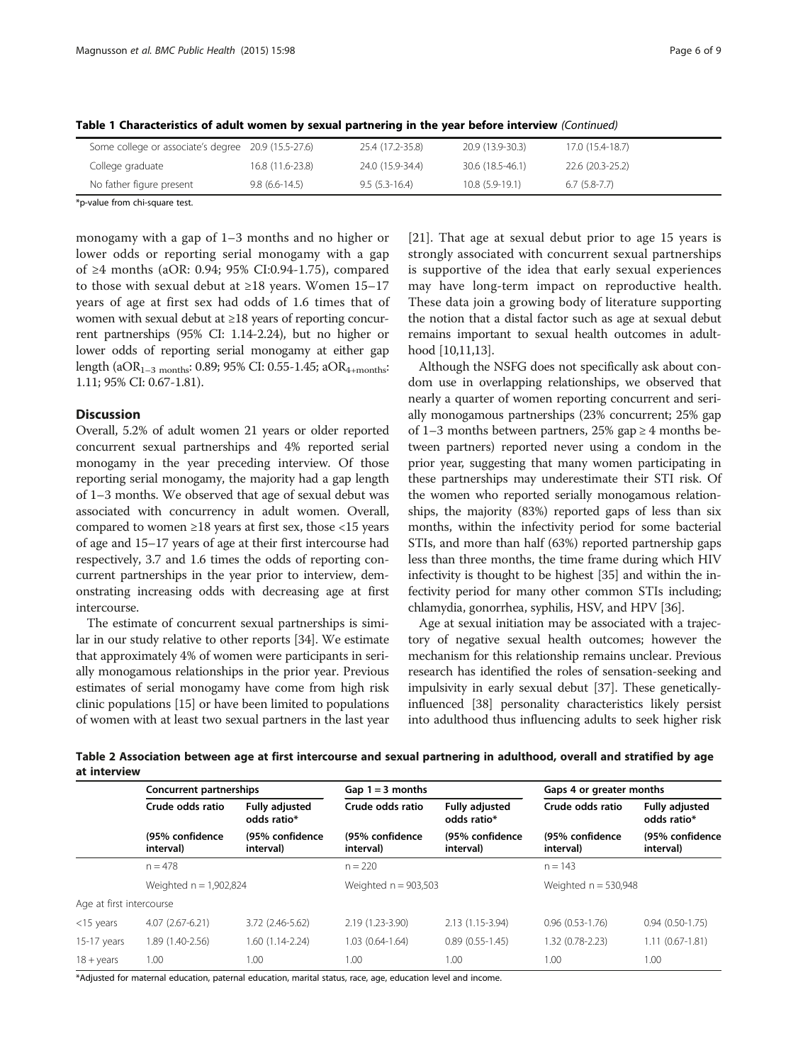**Table 1 Characteristics of adult women by sexual partnering in the year before interview** *(Continued)*

| | | | | |
|---|---|---|---|---|
| Some college or associate's degree | 20.9 (15.5-27.6) | 25.4 (17.2-35.8) | 20.9 (13.9-30.3) | 17.0 (15.4-18.7) |
| College graduate | 16.8 (11.6-23.8) | 24.0 (15.9-34.4) | 30.6 (18.5-46.1) | 22.6 (20.3-25.2) |
| No father figure present | 9.8 (6.6-14.5) | 9.5 (5.3-16.4) | 10.8 (5.9-19.1) | 6.7 (5.8-7.7) |

*p-value from chi-square test.

monogamy with a gap of 1–3 months and no higher or lower odds or reporting serial monogamy with a gap of ≥4 months (aOR: 0.94; 95% CI:0.94-1.75), compared to those with sexual debut at ≥18 years. Women 15–17 years of age at first sex had odds of 1.6 times that of women with sexual debut at ≥18 years of reporting concurrent partnerships (95% CI: 1.14-2.24), but no higher or lower odds of reporting serial monogamy at either gap length ($aOR_{1-3\ months}$: 0.89; 95% CI: 0.55-1.45; $aOR_{4+months}$: 1.11; 95% CI: 0.67-1.81).

## Discussion

Overall, 5.2% of adult women 21 years or older reported concurrent sexual partnerships and 4% reported serial monogamy in the year preceding interview. Of those reporting serial monogamy, the majority had a gap length of 1–3 months. We observed that age of sexual debut was associated with concurrency in adult women. Overall, compared to women ≥18 years at first sex, those <15 years of age and 15–17 years of age at their first intercourse had respectively, 3.7 and 1.6 times the odds of reporting concurrent partnerships in the year prior to interview, demonstrating increasing odds with decreasing age at first intercourse.

The estimate of concurrent sexual partnerships is similar in our study relative to other reports [34]. We estimate that approximately 4% of women were participants in serially monogamous relationships in the prior year. Previous estimates of serial monogamy have come from high risk clinic populations [15] or have been limited to populations of women with at least two sexual partners in the last year [21]. That age at sexual debut prior to age 15 years is strongly associated with concurrent sexual partnerships is supportive of the idea that early sexual experiences may have long-term impact on reproductive health. These data join a growing body of literature supporting the notion that a distal factor such as age at sexual debut remains important to sexual health outcomes in adulthood [10,11,13].

Although the NSFG does not specifically ask about condom use in overlapping relationships, we observed that nearly a quarter of women reporting concurrent and serially monogamous partnerships (23% concurrent; 25% gap of 1–3 months between partners, 25% gap ≥ 4 months between partners) reported never using a condom in the prior year, suggesting that many women participating in these partnerships may underestimate their STI risk. Of the women who reported serially monogamous relationships, the majority (83%) reported gaps of less than six months, within the infectivity period for some bacterial STIs, and more than half (63%) reported partnership gaps less than three months, the time frame during which HIV infectivity is thought to be highest [35] and within the infectivity period for many other common STIs including; chlamydia, gonorrhea, syphilis, HSV, and HPV [36].

Age at sexual initiation may be associated with a trajectory of negative sexual health outcomes; however the mechanism for this relationship remains unclear. Previous research has identified the roles of sensation-seeking and impulsivity in early sexual debut [37]. These genetically-influenced [38] personality characteristics likely persist into adulthood thus influencing adults to seek higher risk

**Table 2 Association between age at first intercourse and sexual partnering in adulthood, overall and stratified by age at interview**

| | Concurrent partnerships | | Gap 1 = 3 months | | Gaps 4 or greater months | |
|---|---|---|---|---|---|---|
| | Crude odds ratio | Fully adjusted odds ratio* | Crude odds ratio | Fully adjusted odds ratio* | Crude odds ratio | Fully adjusted odds ratio* |
| | (95% confidence interval) | (95% confidence interval) | (95% confidence interval) | (95% confidence interval) | (95% confidence interval) | (95% confidence interval) |
| | n = 478 | | n = 220 | | n = 143 | |
| | Weighted n = 1,902,824 | | Weighted n = 903,503 | | Weighted n = 530,948 | |
| Age at first intercourse | | | | | | |
| <15 years | 4.07 (2.67-6.21) | 3.72 (2.46-5.62) | 2.19 (1.23-3.90) | 2.13 (1.15-3.94) | 0.96 (0.53-1.76) | 0.94 (0.50-1.75) |
| 15-17 years | 1.89 (1.40-2.56) | 1.60 (1.14-2.24) | 1.03 (0.64-1.64) | 0.89 (0.55-1.45) | 1.32 (0.78-2.23) | 1.11 (0.67-1.81) |
| 18 + years | 1.00 | 1.00 | 1.00 | 1.00 | 1.00 | 1.00 |

*Adjusted for maternal education, paternal education, marital status, race, age, education level and income.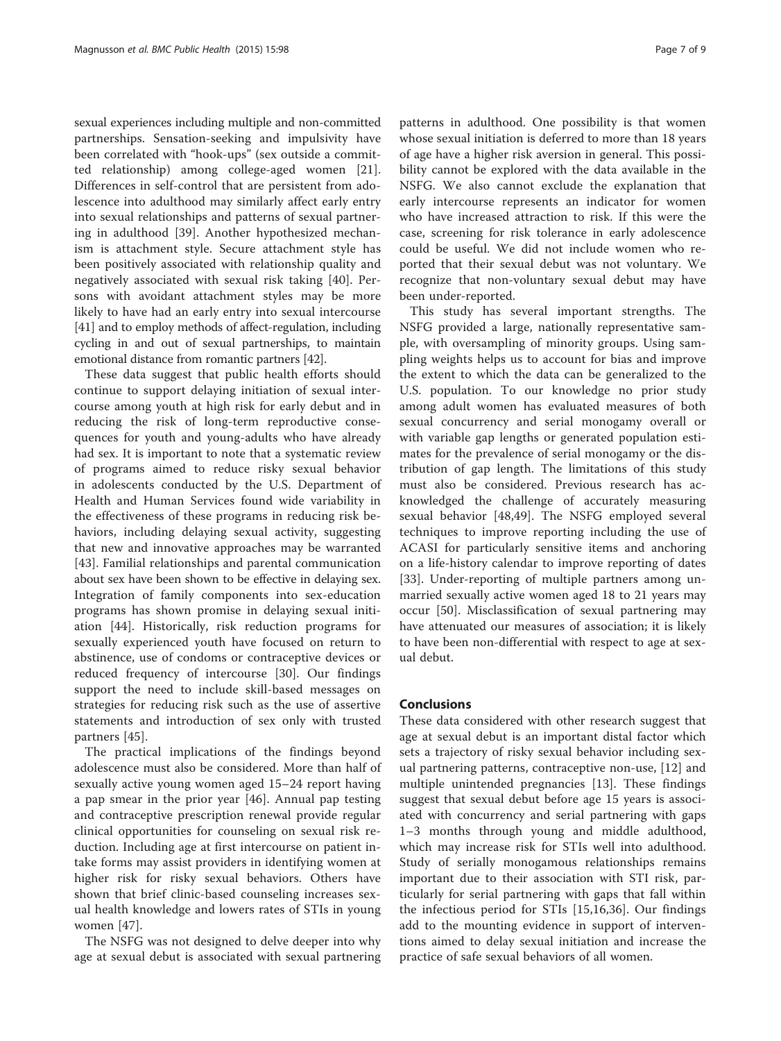sexual experiences including multiple and non-committed partnerships. Sensation-seeking and impulsivity have been correlated with "hook-ups" (sex outside a committed relationship) among college-aged women [21]. Differences in self-control that are persistent from adolescence into adulthood may similarly affect early entry into sexual relationships and patterns of sexual partnering in adulthood [39]. Another hypothesized mechanism is attachment style. Secure attachment style has been positively associated with relationship quality and negatively associated with sexual risk taking [40]. Persons with avoidant attachment styles may be more likely to have had an early entry into sexual intercourse [41] and to employ methods of affect-regulation, including cycling in and out of sexual partnerships, to maintain emotional distance from romantic partners [42].

These data suggest that public health efforts should continue to support delaying initiation of sexual intercourse among youth at high risk for early debut and in reducing the risk of long-term reproductive consequences for youth and young-adults who have already had sex. It is important to note that a systematic review of programs aimed to reduce risky sexual behavior in adolescents conducted by the U.S. Department of Health and Human Services found wide variability in the effectiveness of these programs in reducing risk behaviors, including delaying sexual activity, suggesting that new and innovative approaches may be warranted [43]. Familial relationships and parental communication about sex have been shown to be effective in delaying sex. Integration of family components into sex-education programs has shown promise in delaying sexual initiation [44]. Historically, risk reduction programs for sexually experienced youth have focused on return to abstinence, use of condoms or contraceptive devices or reduced frequency of intercourse [30]. Our findings support the need to include skill-based messages on strategies for reducing risk such as the use of assertive statements and introduction of sex only with trusted partners [45].

The practical implications of the findings beyond adolescence must also be considered. More than half of sexually active young women aged 15–24 report having a pap smear in the prior year [46]. Annual pap testing and contraceptive prescription renewal provide regular clinical opportunities for counseling on sexual risk reduction. Including age at first intercourse on patient intake forms may assist providers in identifying women at higher risk for risky sexual behaviors. Others have shown that brief clinic-based counseling increases sexual health knowledge and lowers rates of STIs in young women [47].

The NSFG was not designed to delve deeper into why age at sexual debut is associated with sexual partnering patterns in adulthood. One possibility is that women whose sexual initiation is deferred to more than 18 years of age have a higher risk aversion in general. This possibility cannot be explored with the data available in the NSFG. We also cannot exclude the explanation that early intercourse represents an indicator for women who have increased attraction to risk. If this were the case, screening for risk tolerance in early adolescence could be useful. We did not include women who reported that their sexual debut was not voluntary. We recognize that non-voluntary sexual debut may have been under-reported.

This study has several important strengths. The NSFG provided a large, nationally representative sample, with oversampling of minority groups. Using sampling weights helps us to account for bias and improve the extent to which the data can be generalized to the U.S. population. To our knowledge no prior study among adult women has evaluated measures of both sexual concurrency and serial monogamy overall or with variable gap lengths or generated population estimates for the prevalence of serial monogamy or the distribution of gap length. The limitations of this study must also be considered. Previous research has acknowledged the challenge of accurately measuring sexual behavior [48,49]. The NSFG employed several techniques to improve reporting including the use of ACASI for particularly sensitive items and anchoring on a life-history calendar to improve reporting of dates [33]. Under-reporting of multiple partners among unmarried sexually active women aged 18 to 21 years may occur [50]. Misclassification of sexual partnering may have attenuated our measures of association; it is likely to have been non-differential with respect to age at sexual debut.

## Conclusions

These data considered with other research suggest that age at sexual debut is an important distal factor which sets a trajectory of risky sexual behavior including sexual partnering patterns, contraceptive non-use, [12] and multiple unintended pregnancies [13]. These findings suggest that sexual debut before age 15 years is associated with concurrency and serial partnering with gaps 1–3 months through young and middle adulthood, which may increase risk for STIs well into adulthood. Study of serially monogamous relationships remains important due to their association with STI risk, particularly for serial partnering with gaps that fall within the infectious period for STIs [15,16,36]. Our findings add to the mounting evidence in support of interventions aimed to delay sexual initiation and increase the practice of safe sexual behaviors of all women.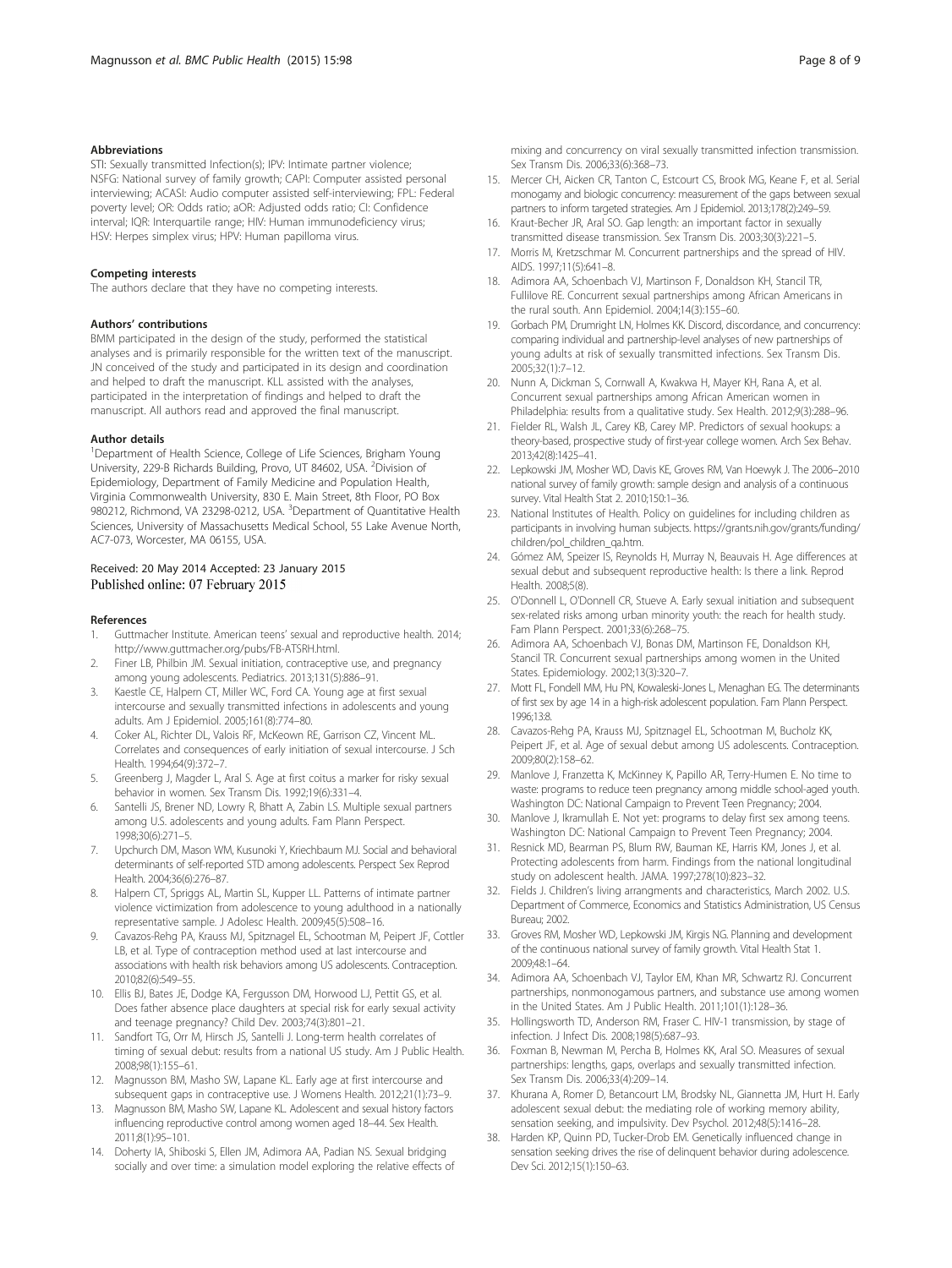#### Abbreviations

STI: Sexually transmitted Infection(s); IPV: Intimate partner violence; NSFG: National survey of family growth; CAPI: Computer assisted personal interviewing; ACASI: Audio computer assisted self-interviewing; FPL: Federal poverty level; OR: Odds ratio; aOR: Adjusted odds ratio; CI: Confidence interval; IQR: Interquartile range; HIV: Human immunodeficiency virus; HSV: Herpes simplex virus; HPV: Human papilloma virus.

#### Competing interests

The authors declare that they have no competing interests.

#### Authors' contributions

BMM participated in the design of the study, performed the statistical analyses and is primarily responsible for the written text of the manuscript. JN conceived of the study and participated in its design and coordination and helped to draft the manuscript. KLL assisted with the analyses, participated in the interpretation of findings and helped to draft the manuscript. All authors read and approved the final manuscript.

#### Author details

[1]Department of Health Science, College of Life Sciences, Brigham Young University, 229-B Richards Building, Provo, UT 84602, USA. [2]Division of Epidemiology, Department of Family Medicine and Population Health, Virginia Commonwealth University, 830 E. Main Street, 8th Floor, PO Box 980212, Richmond, VA 23298-0212, USA. [3]Department of Quantitative Health Sciences, University of Massachusetts Medical School, 55 Lake Avenue North, AC7-073, Worcester, MA 06155, USA.

Received: 20 May 2014 Accepted: 23 January 2015
Published online: 07 February 2015

#### References

1. Guttmacher Institute. American teens' sexual and reproductive health. 2014; http://www.guttmacher.org/pubs/FB-ATSRH.html.
2. Finer LB, Philbin JM. Sexual initiation, contraceptive use, and pregnancy among young adolescents. Pediatrics. 2013;131(5):886–91.
3. Kaestle CE, Halpern CT, Miller WC, Ford CA. Young age at first sexual intercourse and sexually transmitted infections in adolescents and young adults. Am J Epidemiol. 2005;161(8):774–80.
4. Coker AL, Richter DL, Valois RF, McKeown RE, Garrison CZ, Vincent ML. Correlates and consequences of early initiation of sexual intercourse. J Sch Health. 1994;64(9):372–7.
5. Greenberg J, Magder L, Aral S. Age at first coitus a marker for risky sexual behavior in women. Sex Transm Dis. 1992;19(6):331–4.
6. Santelli JS, Brener ND, Lowry R, Bhatt A, Zabin LS. Multiple sexual partners among U.S. adolescents and young adults. Fam Plann Perspect. 1998;30(6):271–5.
7. Upchurch DM, Mason WM, Kusunoki Y, Kriechbaum MJ. Social and behavioral determinants of self-reported STD among adolescents. Perspect Sex Reprod Health. 2004;36(6):276–87.
8. Halpern CT, Spriggs AL, Martin SL, Kupper LL. Patterns of intimate partner violence victimization from adolescence to young adulthood in a nationally representative sample. J Adolesc Health. 2009;45(5):508–16.
9. Cavazos-Rehg PA, Krauss MJ, Spitznagel EL, Schootman M, Peipert JF, Cottler LB, et al. Type of contraception method used at last intercourse and associations with health risk behaviors among US adolescents. Contraception. 2010;82(6):549–55.
10. Ellis BJ, Bates JE, Dodge KA, Fergusson DM, Horwood LJ, Pettit GS, et al. Does father absence place daughters at special risk for early sexual activity and teenage pregnancy? Child Dev. 2003;74(3):801–21.
11. Sandfort TG, Orr M, Hirsch JS, Santelli J. Long-term health correlates of timing of sexual debut: results from a national US study. Am J Public Health. 2008;98(1):155–61.
12. Magnusson BM, Masho SW, Lapane KL. Early age at first intercourse and subsequent gaps in contraceptive use. J Womens Health. 2012;21(1):73–9.
13. Magnusson BM, Masho SW, Lapane KL. Adolescent and sexual history factors influencing reproductive control among women aged 18–44. Sex Health. 2011;8(1):95–101.
14. Doherty IA, Shiboski S, Ellen JM, Adimora AA, Padian NS. Sexual bridging socially and over time: a simulation model exploring the relative effects of mixing and concurrency on viral sexually transmitted infection transmission. Sex Transm Dis. 2006;33(6):368–73.
15. Mercer CH, Aicken CR, Tanton C, Estcourt CS, Brook MG, Keane F, et al. Serial monogamy and biologic concurrency: measurement of the gaps between sexual partners to inform targeted strategies. Am J Epidemiol. 2013;178(2):249–59.
16. Kraut-Becher JR, Aral SO. Gap length: an important factor in sexually transmitted disease transmission. Sex Transm Dis. 2003;30(3):221–5.
17. Morris M, Kretzschmar M. Concurrent partnerships and the spread of HIV. AIDS. 1997;11(5):641–8.
18. Adimora AA, Schoenbach VJ, Martinson F, Donaldson KH, Stancil TR, Fullilove RE. Concurrent sexual partnerships among African Americans in the rural south. Ann Epidemiol. 2004;14(3):155–60.
19. Gorbach PM, Drumright LN, Holmes KK. Discord, discordance, and concurrency: comparing individual and partnership-level analyses of new partnerships of young adults at risk of sexually transmitted infections. Sex Transm Dis. 2005;32(1):7–12.
20. Nunn A, Dickman S, Cornwall A, Kwakwa H, Mayer KH, Rana A, et al. Concurrent sexual partnerships among African American women in Philadelphia: results from a qualitative study. Sex Health. 2012;9(3):288–96.
21. Fielder RL, Walsh JL, Carey KB, Carey MP. Predictors of sexual hookups: a theory-based, prospective study of first-year college women. Arch Sex Behav. 2013;42(8):1425–41.
22. Lepkowski JM, Mosher WD, Davis KE, Groves RM, Van Hoewyk J. The 2006–2010 national survey of family growth: sample design and analysis of a continuous survey. Vital Health Stat 2. 2010;150:1–36.
23. National Institutes of Health. Policy on guidelines for including children as participants in involving human subjects. https://grants.nih.gov/grants/funding/children/pol_children_qa.htm.
24. Gómez AM, Speizer IS, Reynolds H, Murray N, Beauvais H. Age differences at sexual debut and subsequent reproductive health: Is there a link. Reprod Health. 2008;5(8).
25. O'Donnell L, O'Donnell CR, Stueve A. Early sexual initiation and subsequent sex-related risks among urban minority youth: the reach for health study. Fam Plann Perspect. 2001;33(6):268–75.
26. Adimora AA, Schoenbach VJ, Bonas DM, Martinson FE, Donaldson KH, Stancil TR. Concurrent sexual partnerships among women in the United States. Epidemiology. 2002;13(3):320–7.
27. Mott FL, Fondell MM, Hu PN, Kowaleski-Jones L, Menaghan EG. The determinants of first sex by age 14 in a high-risk adolescent population. Fam Plann Perspect. 1996;13:8.
28. Cavazos-Rehg PA, Krauss MJ, Spitznagel EL, Schootman M, Bucholz KK, Peipert JF, et al. Age of sexual debut among US adolescents. Contraception. 2009;80(2):158–62.
29. Manlove J, Franzetta K, McKinney K, Papillo AR, Terry-Humen E. No time to waste: programs to reduce teen pregnancy among middle school-aged youth. Washington DC: National Campaign to Prevent Teen Pregnancy; 2004.
30. Manlove J, Ikramullah E. Not yet: programs to delay first sex among teens. Washington DC: National Campaign to Prevent Teen Pregnancy; 2004.
31. Resnick MD, Bearman PS, Blum RW, Bauman KE, Harris KM, Jones J, et al. Protecting adolescents from harm. Findings from the national longitudinal study on adolescent health. JAMA. 1997;278(10):823–32.
32. Fields J. Children's living arrangments and characteristics, March 2002. U.S. Department of Commerce, Economics and Statistics Administration, US Census Bureau; 2002.
33. Groves RM, Mosher WD, Lepkowski JM, Kirgis NG. Planning and development of the continuous national survey of family growth. Vital Health Stat 1. 2009;48:1–64.
34. Adimora AA, Schoenbach VJ, Taylor EM, Khan MR, Schwartz RJ. Concurrent partnerships, nonmonogamous partners, and substance use among women in the United States. Am J Public Health. 2011;101(1):128–36.
35. Hollingsworth TD, Anderson RM, Fraser C. HIV-1 transmission, by stage of infection. J Infect Dis. 2008;198(5):687–93.
36. Foxman B, Newman M, Percha B, Holmes KK, Aral SO. Measures of sexual partnerships: lengths, gaps, overlaps and sexually transmitted infection. Sex Transm Dis. 2006;33(4):209–14.
37. Khurana A, Romer D, Betancourt LM, Brodsky NL, Giannetta JM, Hurt H. Early adolescent sexual debut: the mediating role of working memory ability, sensation seeking, and impulsivity. Dev Psychol. 2012;48(5):1416–28.
38. Harden KP, Quinn PD, Tucker-Drob EM. Genetically influenced change in sensation seeking drives the rise of delinquent behavior during adolescence. Dev Sci. 2012;15(1):150–63.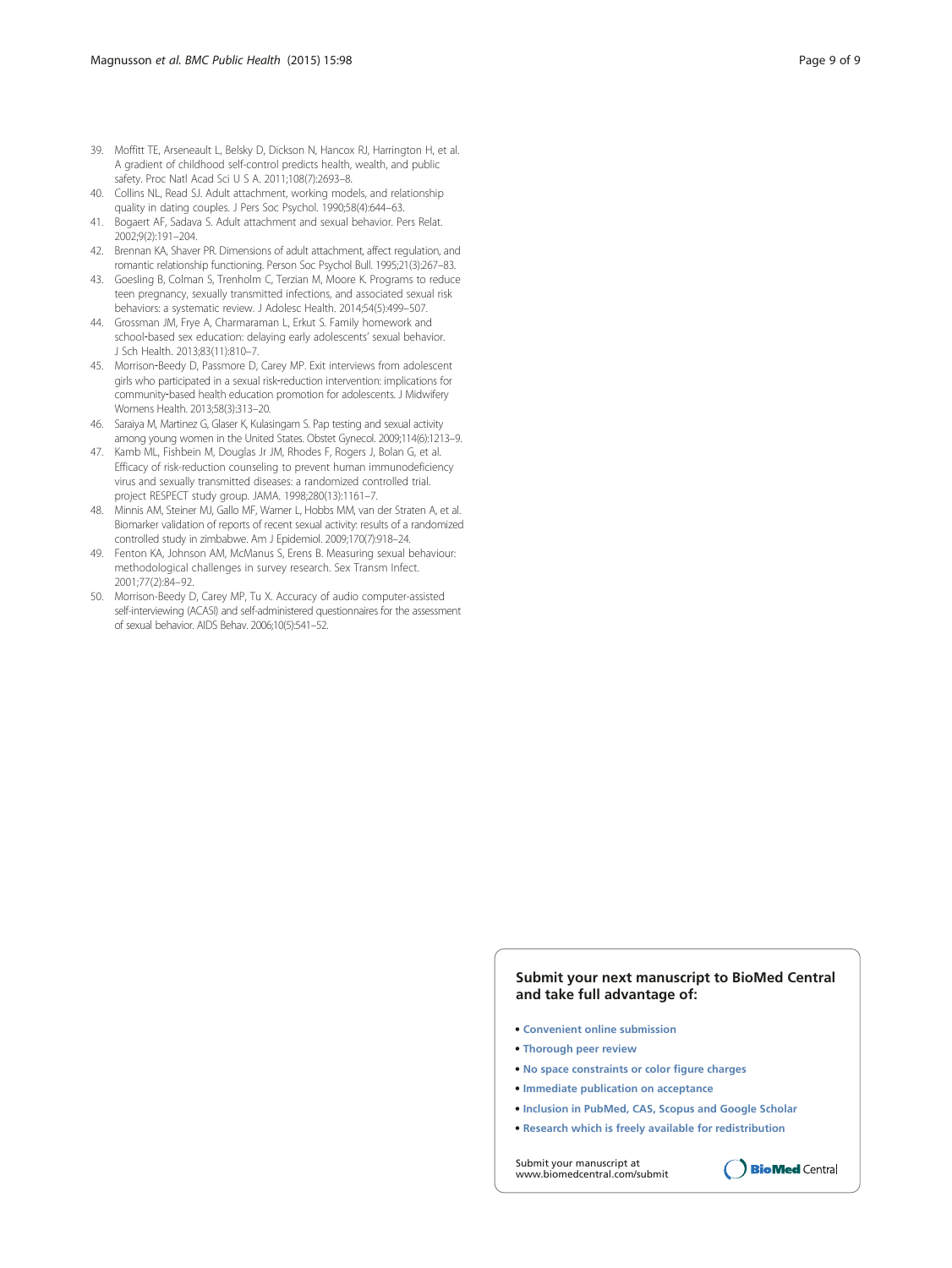39. Moffitt TE, Arseneault L, Belsky D, Dickson N, Hancox RJ, Harrington H, et al. A gradient of childhood self-control predicts health, wealth, and public safety. Proc Natl Acad Sci U S A. 2011;108(7):2693–8.
40. Collins NL, Read SJ. Adult attachment, working models, and relationship quality in dating couples. J Pers Soc Psychol. 1990;58(4):644–63.
41. Bogaert AF, Sadava S. Adult attachment and sexual behavior. Pers Relat. 2002;9(2):191–204.
42. Brennan KA, Shaver PR. Dimensions of adult attachment, affect regulation, and romantic relationship functioning. Person Soc Psychol Bull. 1995;21(3):267–83.
43. Goesling B, Colman S, Trenholm C, Terzian M, Moore K. Programs to reduce teen pregnancy, sexually transmitted infections, and associated sexual risk behaviors: a systematic review. J Adolesc Health. 2014;54(5):499–507.
44. Grossman JM, Frye A, Charmaraman L, Erkut S. Family homework and school-based sex education: delaying early adolescents' sexual behavior. J Sch Health. 2013;83(11):810–7.
45. Morrison-Beedy D, Passmore D, Carey MP. Exit interviews from adolescent girls who participated in a sexual risk-reduction intervention: implications for community-based health education promotion for adolescents. J Midwifery Womens Health. 2013;58(3):313–20.
46. Saraiya M, Martinez G, Glaser K, Kulasingam S. Pap testing and sexual activity among young women in the United States. Obstet Gynecol. 2009;114(6):1213–9.
47. Kamb ML, Fishbein M, Douglas Jr JM, Rhodes F, Rogers J, Bolan G, et al. Efficacy of risk-reduction counseling to prevent human immunodeficiency virus and sexually transmitted diseases: a randomized controlled trial. project RESPECT study group. JAMA. 1998;280(13):1161–7.
48. Minnis AM, Steiner MJ, Gallo MF, Warner L, Hobbs MM, van der Straten A, et al. Biomarker validation of reports of recent sexual activity: results of a randomized controlled study in zimbabwe. Am J Epidemiol. 2009;170(7):918–24.
49. Fenton KA, Johnson AM, McManus S, Erens B. Measuring sexual behaviour: methodological challenges in survey research. Sex Transm Infect. 2001;77(2):84–92.
50. Morrison-Beedy D, Carey MP, Tu X. Accuracy of audio computer-assisted self-interviewing (ACASI) and self-administered questionnaires for the assessment of sexual behavior. AIDS Behav. 2006;10(5):541–52.

**Submit your next manuscript to BioMed Central and take full advantage of:**

- **Convenient online submission**
- **Thorough peer review**
- **No space constraints or color figure charges**
- **Immediate publication on acceptance**
- **Inclusion in PubMed, CAS, Scopus and Google Scholar**
- **Research which is freely available for redistribution**

Submit your manuscript at
www.biomedcentral.com/submit

BioMed Central